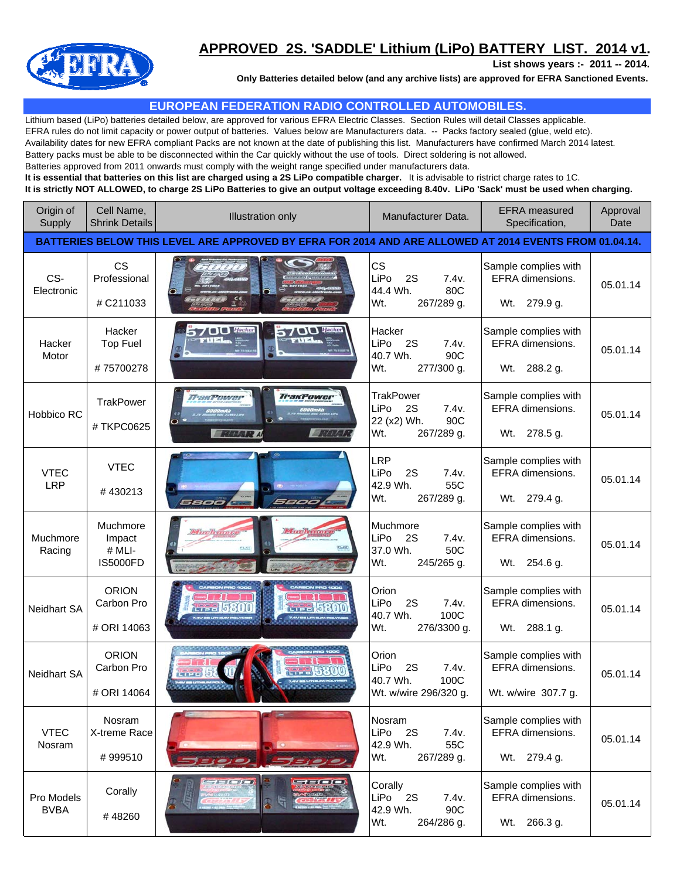# APPROVED 2S. 'SADDLE' Lithium (LiPo) BATTERY LIST. 2014 v1.

**List shows years :- 2011 -- 2014.**

**Only Batteries detailed below (and any archive lists) are approved for EFRA Sanctioned Events.**

## EUROPEAN FEDERATION RADIO CONTROLLED AUTOMOBILES.

Lithium based (LiPo) batteries detailed below, are approved for various EFRA Electric Classes. Section Rules will detail Classes applicable.
EFRA rules do not limit capacity or power output of batteries. Values below are Manufacturers data. -- Packs factory sealed (glue, weld etc).
Availability dates for new EFRA compliant Packs are not known at the date of publishing this list. Manufacturers have confirmed March 2014 latest.
Battery packs must be able to be disconnected within the Car quickly without the use of tools. Direct soldering is not allowed.
Batteries approved from 2011 onwards must comply with the weight range specified under manufacturers data.
**It is essential that batteries on this list are charged using a 2S LiPo compatible charger.** It is advisable to ristrict charge rates to 1C.
**It is strictly NOT ALLOWED, to charge 2S LiPo Batteries to give an output voltage exceeding 8.40v. LiPo 'Sack' must be used when charging.**

| Origin of Supply | Cell Name, Shrink Details | Illustration only | Manufacturer Data. | EFRA measured Specification, | Approval Date |
|---|---|---|---|---|---|
| **BATTERIES BELOW THIS LEVEL ARE APPROVED BY EFRA FOR 2014 AND ARE ALLOWED AT 2014 EVENTS FROM 01.04.14.** | | | | | |
| CS-Electronic | CS Professional # C211033 | | CS LiPo 2S 7.4v. 44.4 Wh. 80C Wt. 267/289 g. | Sample complies with EFRA dimensions. Wt. 279.9 g. | 05.01.14 |
| Hacker Motor | Hacker Top Fuel # 75700278 | | Hacker LiPo 2S 7.4v. 40.7 Wh. 90C Wt. 277/300 g. | Sample complies with EFRA dimensions. Wt. 288.2 g. | 05.01.14 |
| Hobbico RC | TrakPower # TKPC0625 | | TrakPower LiPo 2S 7.4v. 22 (x2) Wh. 90C Wt. 267/289 g. | Sample complies with EFRA dimensions. Wt. 278.5 g. | 05.01.14 |
| VTEC LRP | VTEC # 430213 | | LRP LiPo 2S 7.4v. 42.9 Wh. 55C Wt. 267/289 g. | Sample complies with EFRA dimensions. Wt. 279.4 g. | 05.01.14 |
| Muchmore Racing | Muchmore Impact # MLI-IS5000FD | | Muchmore LiPo 2S 7.4v. 37.0 Wh. 50C Wt. 245/265 g. | Sample complies with EFRA dimensions. Wt. 254.6 g. | 05.01.14 |
| Neidhart SA | ORION Carbon Pro # ORI 14063 | | Orion LiPo 2S 7.4v. 40.7 Wh. 100C Wt. 276/3300 g. | Sample complies with EFRA dimensions. Wt. 288.1 g. | 05.01.14 |
| Neidhart SA | ORION Carbon Pro # ORI 14064 | | Orion LiPo 2S 7.4v. 40.7 Wh. 100C Wt. w/wire 296/320 g. | Sample complies with EFRA dimensions. Wt. w/wire 307.7 g. | 05.01.14 |
| VTEC Nosram | Nosram X-treme Race # 999510 | | Nosram LiPo 2S 7.4v. 42.9 Wh. 55C Wt. 267/289 g. | Sample complies with EFRA dimensions. Wt. 279.4 g. | 05.01.14 |
| Pro Models BVBA | Corally # 48260 | | Corally LiPo 2S 7.4v. 42.9 Wh. 90C Wt. 264/286 g. | Sample complies with EFRA dimensions. Wt. 266.3 g. | 05.01.14 |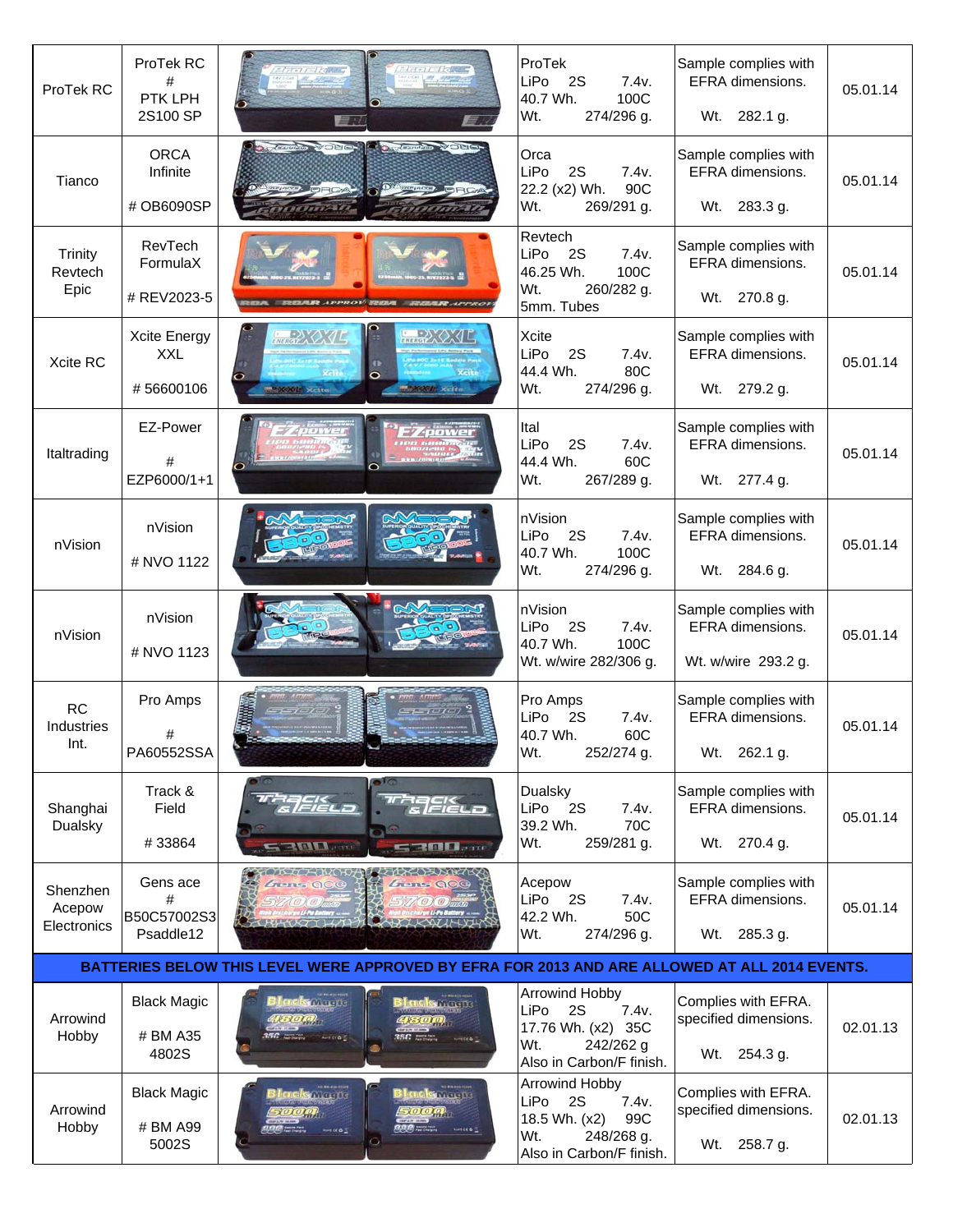| ProTek RC | ProTek RC # PTK LPH 2S100 SP | | ProTek LiPo 2S 7.4v. 40.7 Wh. 100C Wt. 274/296 g. | Sample complies with EFRA dimensions. Wt. 282.1 g. | 05.01.14 |
|---|---|---|---|---|---|
| Tianco | ORCA Infinite # OB6090SP | | Orca LiPo 2S 7.4v. 22.2 (x2) Wh. 90C Wt. 269/291 g. | Sample complies with EFRA dimensions. Wt. 283.3 g. | 05.01.14 |
| Trinity Revtech Epic | RevTech FormulaX # REV2023-5 | | Revtech LiPo 2S 7.4v. 46.25 Wh. 100C Wt. 260/282 g. 5mm. Tubes | Sample complies with EFRA dimensions. Wt. 270.8 g. | 05.01.14 |
| Xcite RC | Xcite Energy XXL # 56600106 | | Xcite LiPo 2S 7.4v. 44.4 Wh. 80C Wt. 274/296 g. | Sample complies with EFRA dimensions. Wt. 279.2 g. | 05.01.14 |
| Italtrading | EZ-Power # EZP6000/1+1 | | Ital LiPo 2S 7.4v. 44.4 Wh. 60C Wt. 267/289 g. | Sample complies with EFRA dimensions. Wt. 277.4 g. | 05.01.14 |
| nVision | nVision # NVO 1122 | | nVision LiPo 2S 7.4v. 40.7 Wh. 100C Wt. 274/296 g. | Sample complies with EFRA dimensions. Wt. 284.6 g. | 05.01.14 |
| nVision | nVision # NVO 1123 | | nVision LiPo 2S 7.4v. 40.7 Wh. 100C Wt. w/wire 282/306 g. | Sample complies with EFRA dimensions. Wt. w/wire 293.2 g. | 05.01.14 |
| RC Industries Int. | Pro Amps # PA60552SSA | | Pro Amps LiPo 2S 7.4v. 40.7 Wh. 60C Wt. 252/274 g. | Sample complies with EFRA dimensions. Wt. 262.1 g. | 05.01.14 |
| Shanghai Dualsky | Track & Field # 33864 | | Dualsky LiPo 2S 7.4v. 39.2 Wh. 70C Wt. 259/281 g. | Sample complies with EFRA dimensions. Wt. 270.4 g. | 05.01.14 |
| Shenzhen Acepow Electronics | Gens ace # B50C57002S3 Psaddle12 | | Acepow LiPo 2S 7.4v. 42.2 Wh. 50C Wt. 274/296 g. | Sample complies with EFRA dimensions. Wt. 285.3 g. | 05.01.14 |
| **BATTERIES BELOW THIS LEVEL WERE APPROVED BY EFRA FOR 2013 AND ARE ALLOWED AT ALL 2014 EVENTS.** | | | | | |
| Arrowind Hobby | Black Magic # BM A35 4802S | | Arrowind Hobby LiPo 2S 7.4v. 17.76 Wh. (x2) 35C Wt. 242/262 g Also in Carbon/F finish. | Complies with EFRA. specified dimensions. Wt. 254.3 g. | 02.01.13 |
| Arrowind Hobby | Black Magic # BM A99 5002S | | Arrowind Hobby LiPo 2S 7.4v. 18.5 Wh. (x2) 99C Wt. 248/268 g. Also in Carbon/F finish. | Complies with EFRA. specified dimensions. Wt. 258.7 g. | 02.01.13 |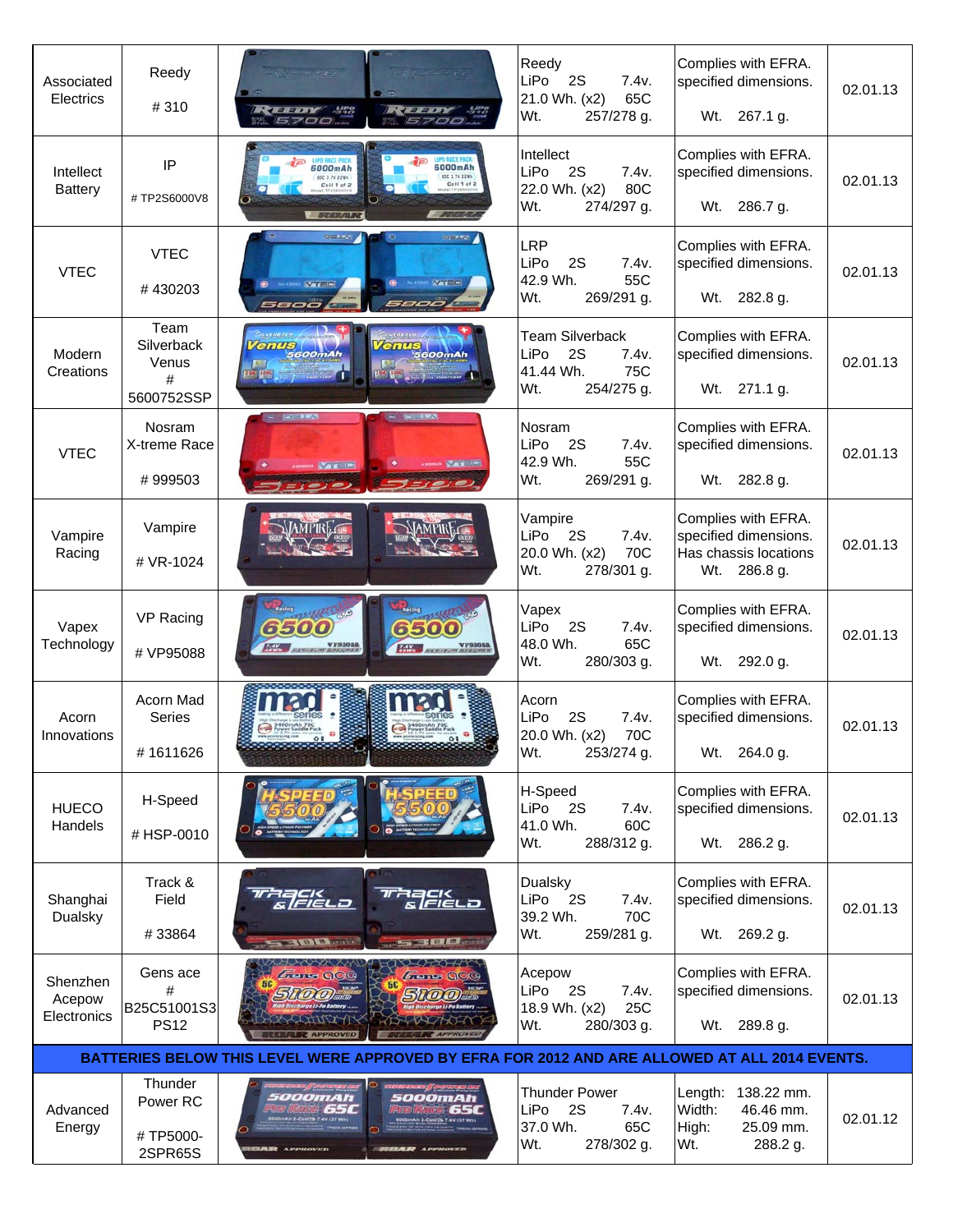| | | | | | |
|---|---|---|---|---|---|
| Associated Electrics | Reedy<br># 310 | | Reedy<br>LiPo 2S 7.4v.<br>21.0 Wh. (x2) 65C<br>Wt. 257/278 g. | Complies with EFRA. specified dimensions.<br>Wt. 267.1 g. | 02.01.13 |
| Intellect Battery | IP<br># TP2S6000V8 | | Intellect<br>LiPo 2S 7.4v.<br>22.0 Wh. (x2) 80C<br>Wt. 274/297 g. | Complies with EFRA. specified dimensions.<br>Wt. 286.7 g. | 02.01.13 |
| VTEC | VTEC<br># 430203 | | LRP<br>LiPo 2S 7.4v.<br>42.9 Wh. 55C<br>Wt. 269/291 g. | Complies with EFRA. specified dimensions.<br>Wt. 282.8 g. | 02.01.13 |
| Modern Creations | Team Silverback Venus<br># 5600752SSP | | Team Silverback<br>LiPo 2S 7.4v.<br>41.44 Wh. 75C<br>Wt. 254/275 g. | Complies with EFRA. specified dimensions.<br>Wt. 271.1 g. | 02.01.13 |
| VTEC | Nosram X-treme Race<br># 999503 | | Nosram<br>LiPo 2S 7.4v.<br>42.9 Wh. 55C<br>Wt. 269/291 g. | Complies with EFRA. specified dimensions.<br>Wt. 282.8 g. | 02.01.13 |
| Vampire Racing | Vampire<br># VR-1024 | | Vampire<br>LiPo 2S 7.4v.<br>20.0 Wh. (x2) 70C<br>Wt. 278/301 g. | Complies with EFRA. specified dimensions. Has chassis locations<br>Wt. 286.8 g. | 02.01.13 |
| Vapex Technology | VP Racing<br># VP95088 | | Vapex<br>LiPo 2S 7.4v.<br>48.0 Wh. 65C<br>Wt. 280/303 g. | Complies with EFRA. specified dimensions.<br>Wt. 292.0 g. | 02.01.13 |
| Acorn Innovations | Acorn Mad Series<br># 1611626 | | Acorn<br>LiPo 2S 7.4v.<br>20.0 Wh. (x2) 70C<br>Wt. 253/274 g. | Complies with EFRA. specified dimensions.<br>Wt. 264.0 g. | 02.01.13 |
| HUECO Handels | H-Speed<br># HSP-0010 | | H-Speed<br>LiPo 2S 7.4v.<br>41.0 Wh. 60C<br>Wt. 288/312 g. | Complies with EFRA. specified dimensions.<br>Wt. 286.2 g. | 02.01.13 |
| Shanghai Dualsky | Track & Field<br># 33864 | | Dualsky<br>LiPo 2S 7.4v.<br>39.2 Wh. 70C<br>Wt. 259/281 g. | Complies with EFRA. specified dimensions.<br>Wt. 269.2 g. | 02.01.13 |
| Shenzhen Acepow Electronics | Gens ace<br># B25C51001S3 PS12 | | Acepow<br>LiPo 2S 7.4v.<br>18.9 Wh. (x2) 25C<br>Wt. 280/303 g. | Complies with EFRA. specified dimensions.<br>Wt. 289.8 g. | 02.01.13 |
| **BATTERIES BELOW THIS LEVEL WERE APPROVED BY EFRA FOR 2012 AND ARE ALLOWED AT ALL 2014 EVENTS.** | | | | | |
| Advanced Energy | Thunder Power RC<br># TP5000-2SPR65S | | Thunder Power<br>LiPo 2S 7.4v.<br>37.0 Wh. 65C<br>Wt. 278/302 g. | Length: 138.22 mm.<br>Width: 46.46 mm.<br>High: 25.09 mm.<br>Wt. 288.2 g. | 02.01.12 |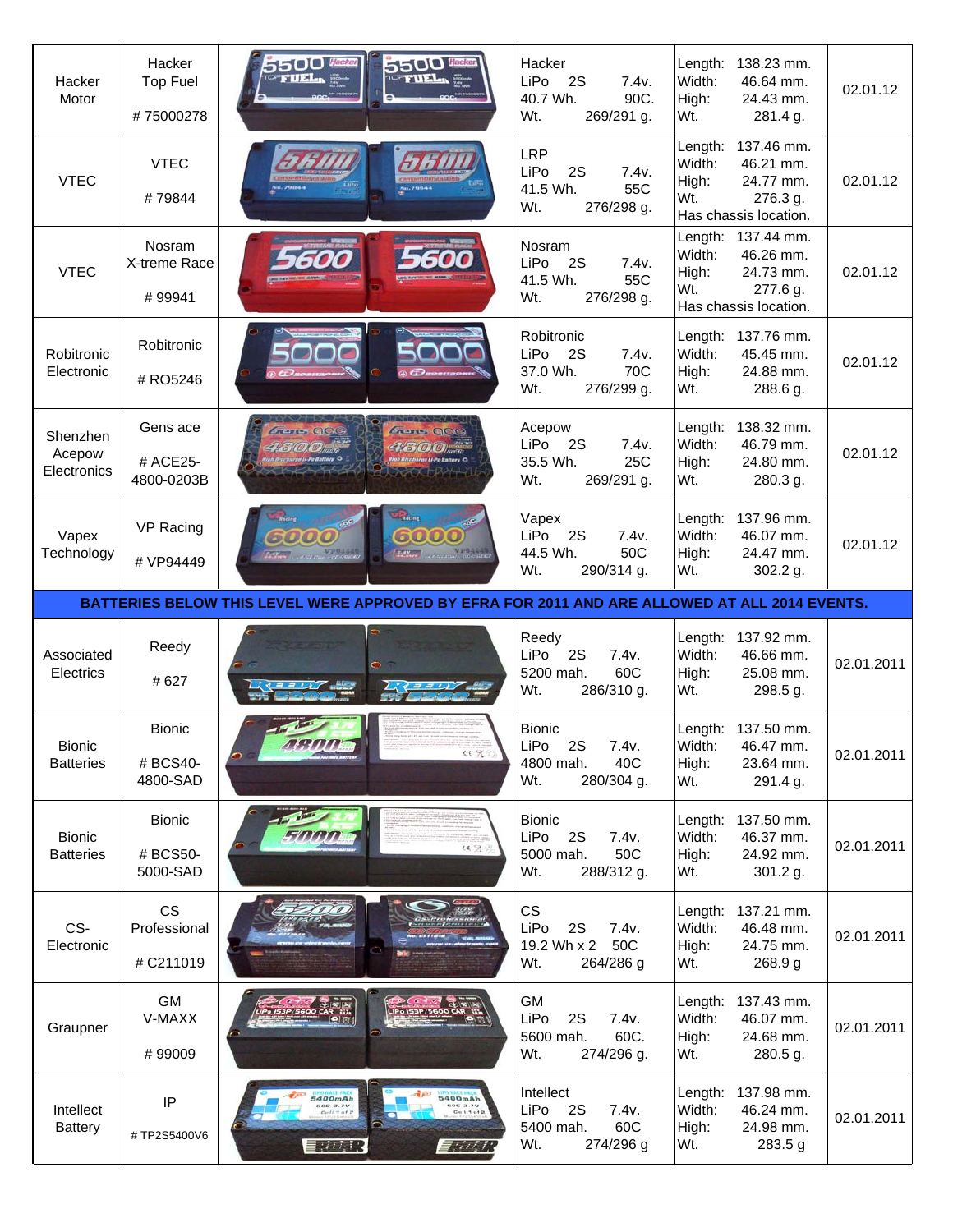| | | | | | |
|---|---|---|---|---|---|
| Hacker Motor | Hacker Top Fuel # 75000278 | | Hacker LiPo 2S 7.4v. 40.7 Wh. 90C. Wt. 269/291 g. | Length: 138.23 mm. Width: 46.64 mm. High: 24.43 mm. Wt. 281.4 g. | 02.01.12 |
| VTEC | VTEC # 79844 | | LRP LiPo 2S 7.4v. 41.5 Wh. 55C Wt. 276/298 g. | Length: 137.46 mm. Width: 46.21 mm. High: 24.77 mm. Wt. 276.3 g. Has chassis location. | 02.01.12 |
| VTEC | Nosram X-treme Race # 99941 | | Nosram LiPo 2S 7.4v. 41.5 Wh. 55C Wt. 276/298 g. | Length: 137.44 mm. Width: 46.26 mm. High: 24.73 mm. Wt. 277.6 g. Has chassis location. | 02.01.12 |
| Robitronic Electronic | Robitronic # RO5246 | | Robitronic LiPo 2S 7.4v. 37.0 Wh. 70C Wt. 276/299 g. | Length: 137.76 mm. Width: 45.45 mm. High: 24.88 mm. Wt. 288.6 g. | 02.01.12 |
| Shenzhen Acepow Electronics | Gens ace # ACE25-4800-0203B | | Acepow LiPo 2S 7.4v. 35.5 Wh. 25C Wt. 269/291 g. | Length: 138.32 mm. Width: 46.79 mm. High: 24.80 mm. Wt. 280.3 g. | 02.01.12 |
| Vapex Technology | VP Racing # VP94449 | | Vapex LiPo 2S 7.4v. 44.5 Wh. 50C Wt. 290/314 g. | Length: 137.96 mm. Width: 46.07 mm. High: 24.47 mm. Wt. 302.2 g. | 02.01.12 |
| **BATTERIES BELOW THIS LEVEL WERE APPROVED BY EFRA FOR 2011 AND ARE ALLOWED AT ALL 2014 EVENTS.** | | | | | |
| Associated Electrics | Reedy # 627 | | Reedy LiPo 2S 7.4v. 5200 mah. 60C Wt. 286/310 g. | Length: 137.92 mm. Width: 46.66 mm. High: 25.08 mm. Wt. 298.5 g. | 02.01.2011 |
| Bionic Batteries | Bionic # BCS40-4800-SAD | | Bionic LiPo 2S 7.4v. 4800 mah. 40C Wt. 280/304 g. | Length: 137.50 mm. Width: 46.47 mm. High: 23.64 mm. Wt. 291.4 g. | 02.01.2011 |
| Bionic Batteries | Bionic # BCS50-5000-SAD | | Bionic LiPo 2S 7.4v. 5000 mah. 50C Wt. 288/312 g. | Length: 137.50 mm. Width: 46.37 mm. High: 24.92 mm. Wt. 301.2 g. | 02.01.2011 |
| CS-Electronic | CS Professional # C211019 | | CS LiPo 2S 7.4v. 19.2 Wh x 2 50C Wt. 264/286 g | Length: 137.21 mm. Width: 46.48 mm. High: 24.75 mm. Wt. 268.9 g | 02.01.2011 |
| Graupner | GM V-MAXX # 99009 | | GM LiPo 2S 7.4v. 5600 mah. 60C. Wt. 274/296 g. | Length: 137.43 mm. Width: 46.07 mm. High: 24.68 mm. Wt. 280.5 g. | 02.01.2011 |
| Intellect Battery | IP # TP2S5400V6 | | Intellect LiPo 2S 7.4v. 5400 mah. 60C Wt. 274/296 g | Length: 137.98 mm. Width: 46.24 mm. High: 24.98 mm. Wt. 283.5 g | 02.01.2011 |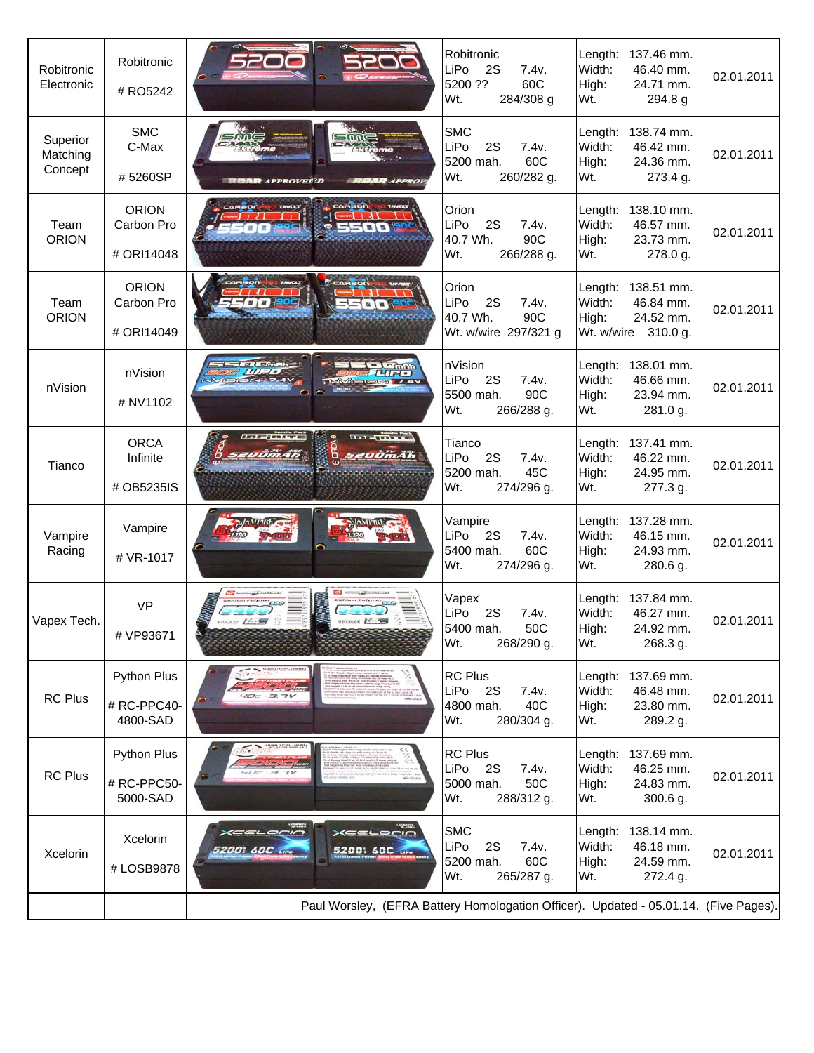| | | | | | |
|---|---|---|---|---|---|
| Robitronic Electronic | Robitronic<br><br># RO5242 | | Robitronic<br>LiPo 2S 7.4v.<br>5200 ?? 60C<br>Wt. 284/308 g | Length: 137.46 mm.<br>Width: 46.40 mm.<br>High: 24.71 mm.<br>Wt. 294.8 g | 02.01.2011 |
| Superior Matching Concept | SMC<br>C-Max<br><br># 5260SP | | SMC<br>LiPo 2S 7.4v.<br>5200 mah. 60C<br>Wt. 260/282 g. | Length: 138.74 mm.<br>Width: 46.42 mm.<br>High: 24.36 mm.<br>Wt. 273.4 g. | 02.01.2011 |
| Team ORION | ORION<br>Carbon Pro<br><br># ORI14048 | | Orion<br>LiPo 2S 7.4v.<br>40.7 Wh. 90C<br>Wt. 266/288 g. | Length: 138.10 mm.<br>Width: 46.57 mm.<br>High: 23.73 mm.<br>Wt. 278.0 g. | 02.01.2011 |
| Team ORION | ORION<br>Carbon Pro<br><br># ORI14049 | | Orion<br>LiPo 2S 7.4v.<br>40.7 Wh. 90C<br>Wt. w/wire 297/321 g | Length: 138.51 mm.<br>Width: 46.84 mm.<br>High: 24.52 mm.<br>Wt. w/wire 310.0 g. | 02.01.2011 |
| nVision | nVision<br><br># NV1102 | | nVision<br>LiPo 2S 7.4v.<br>5500 mah. 90C<br>Wt. 266/288 g. | Length: 138.01 mm.<br>Width: 46.66 mm.<br>High: 23.94 mm.<br>Wt. 281.0 g. | 02.01.2011 |
| Tianco | ORCA<br>Infinite<br><br># OB5235IS | | Tianco<br>LiPo 2S 7.4v.<br>5200 mah. 45C<br>Wt. 274/296 g. | Length: 137.41 mm.<br>Width: 46.22 mm.<br>High: 24.95 mm.<br>Wt. 277.3 g. | 02.01.2011 |
| Vampire Racing | Vampire<br><br># VR-1017 | | Vampire<br>LiPo 2S 7.4v.<br>5400 mah. 60C<br>Wt. 274/296 g. | Length: 137.28 mm.<br>Width: 46.15 mm.<br>High: 24.93 mm.<br>Wt. 280.6 g. | 02.01.2011 |
| Vapex Tech. | VP<br><br># VP93671 | | Vapex<br>LiPo 2S 7.4v.<br>5400 mah. 50C<br>Wt. 268/290 g. | Length: 137.84 mm.<br>Width: 46.27 mm.<br>High: 24.92 mm.<br>Wt. 268.3 g. | 02.01.2011 |
| RC Plus | Python Plus<br><br># RC-PPC40-4800-SAD | | RC Plus<br>LiPo 2S 7.4v.<br>4800 mah. 40C<br>Wt. 280/304 g. | Length: 137.69 mm.<br>Width: 46.48 mm.<br>High: 23.80 mm.<br>Wt. 289.2 g. | 02.01.2011 |
| RC Plus | Python Plus<br><br># RC-PPC50-5000-SAD | | RC Plus<br>LiPo 2S 7.4v.<br>5000 mah. 50C<br>Wt. 288/312 g. | Length: 137.69 mm.<br>Width: 46.25 mm.<br>High: 24.83 mm.<br>Wt. 300.6 g. | 02.01.2011 |
| Xcelorin | Xcelorin<br><br># LOSB9878 | | SMC<br>LiPo 2S 7.4v.<br>5200 mah. 60C<br>Wt. 265/287 g. | Length: 138.14 mm.<br>Width: 46.18 mm.<br>High: 24.59 mm.<br>Wt. 272.4 g. | 02.01.2011 |
| | | Paul Worsley, (EFRA Battery Homologation Officer). Updated - 05.01.14. (Five Pages). | | | |